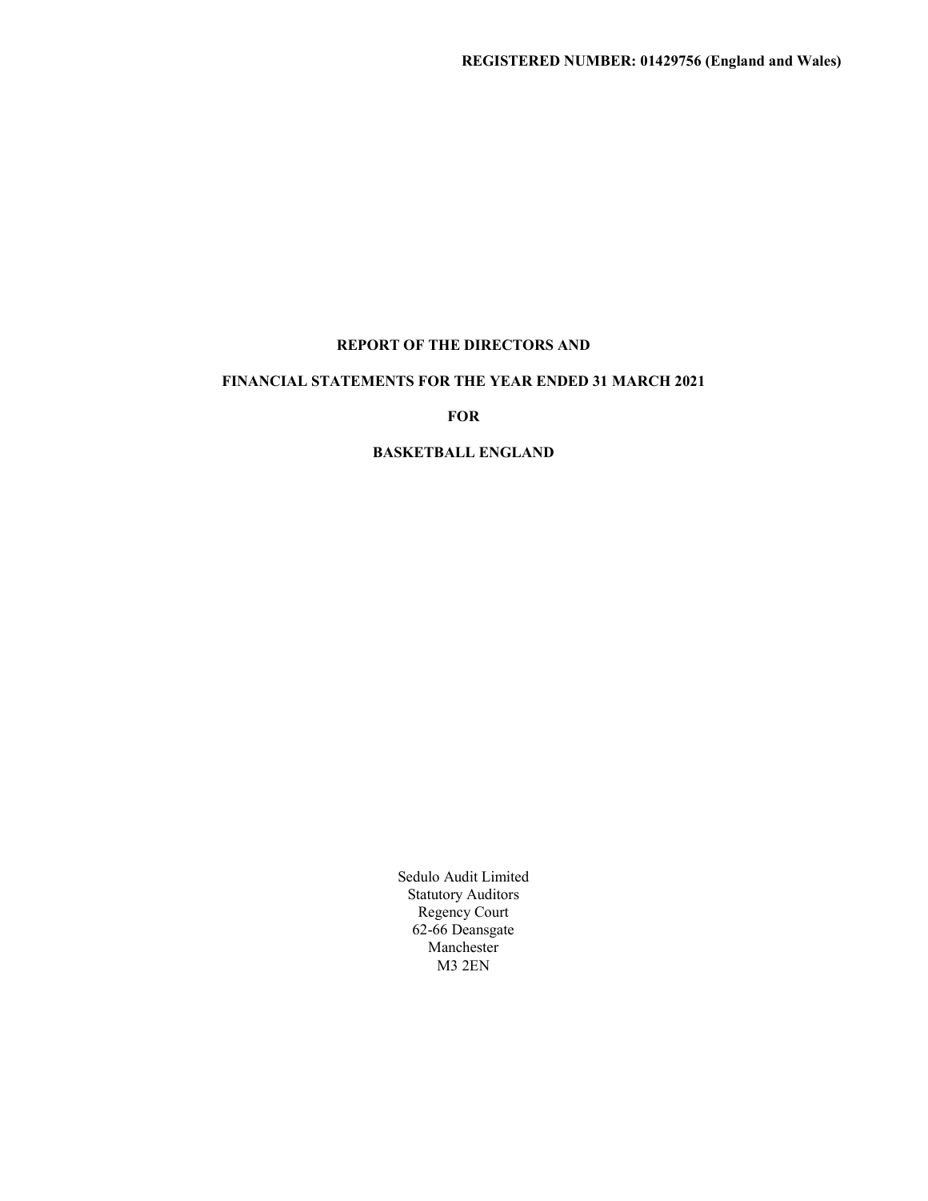**REGISTERED NUMBER: 01429756 (England and Wales)**

# REPORT OF THE DIRECTORS AND

# FINANCIAL STATEMENTS FOR THE YEAR ENDED 31 MARCH 2021

# FOR

# BASKETBALL ENGLAND

Sedulo Audit Limited
Statutory Auditors
Regency Court
62-66 Deansgate
Manchester
M3 2EN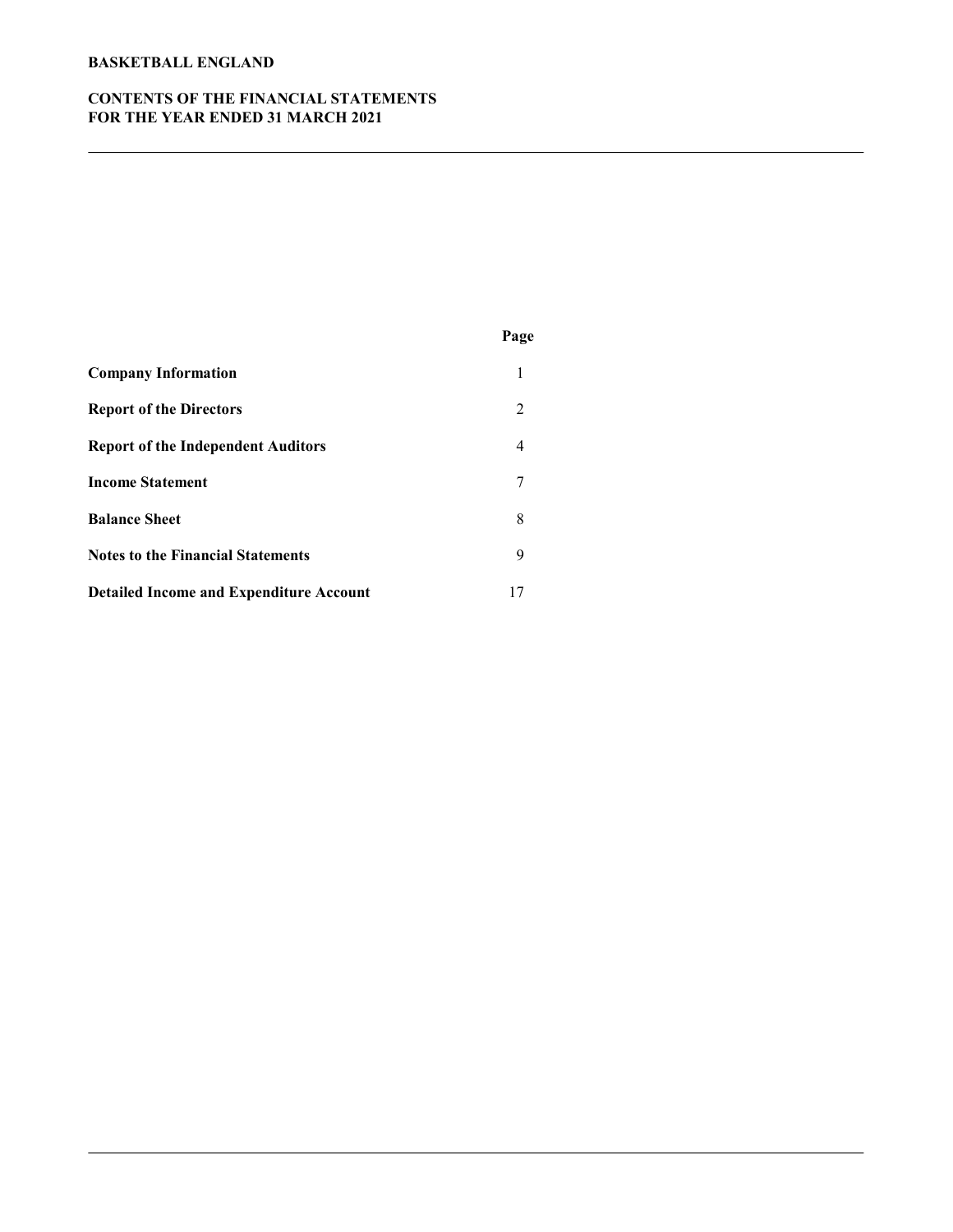# BASKETBALL ENGLAND

## CONTENTS OF THE FINANCIAL STATEMENTS FOR THE YEAR ENDED 31 MARCH 2021

| | Page |
|---|---|
| **Company Information** | 1 |
| **Report of the Directors** | 2 |
| **Report of the Independent Auditors** | 4 |
| **Income Statement** | 7 |
| **Balance Sheet** | 8 |
| **Notes to the Financial Statements** | 9 |
| **Detailed Income and Expenditure Account** | 17 |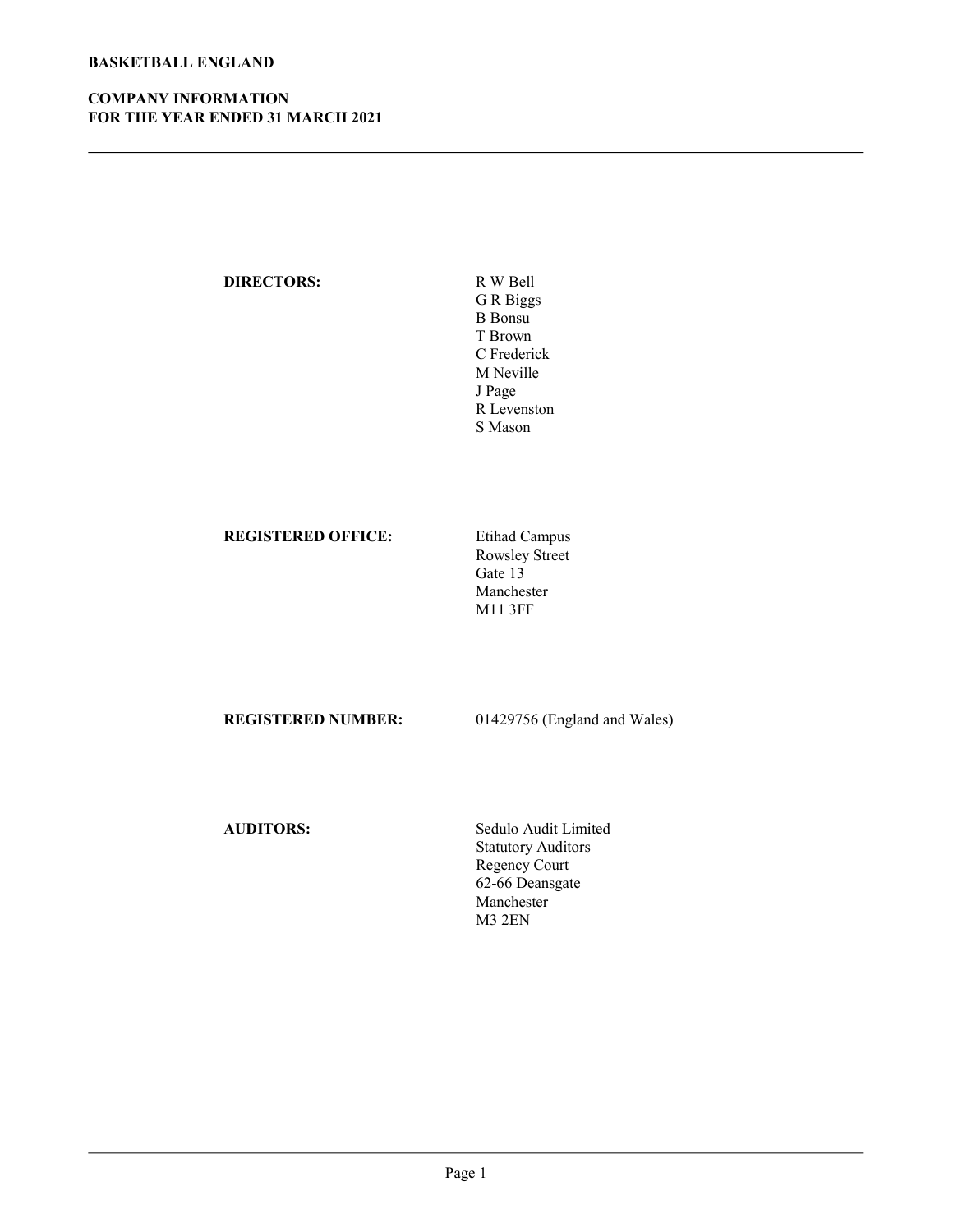**BASKETBALL ENGLAND**

**COMPANY INFORMATION**
**FOR THE YEAR ENDED 31 MARCH 2021**

**DIRECTORS:**

R W Bell
G R Biggs
B Bonsu
T Brown
C Frederick
M Neville
J Page
R Levenston
S Mason

**REGISTERED OFFICE:**

Etihad Campus
Rowsley Street
Gate 13
Manchester
M11 3FF

**REGISTERED NUMBER:**

01429756 (England and Wales)

**AUDITORS:**

Sedulo Audit Limited
Statutory Auditors
Regency Court
62-66 Deansgate
Manchester
M3 2EN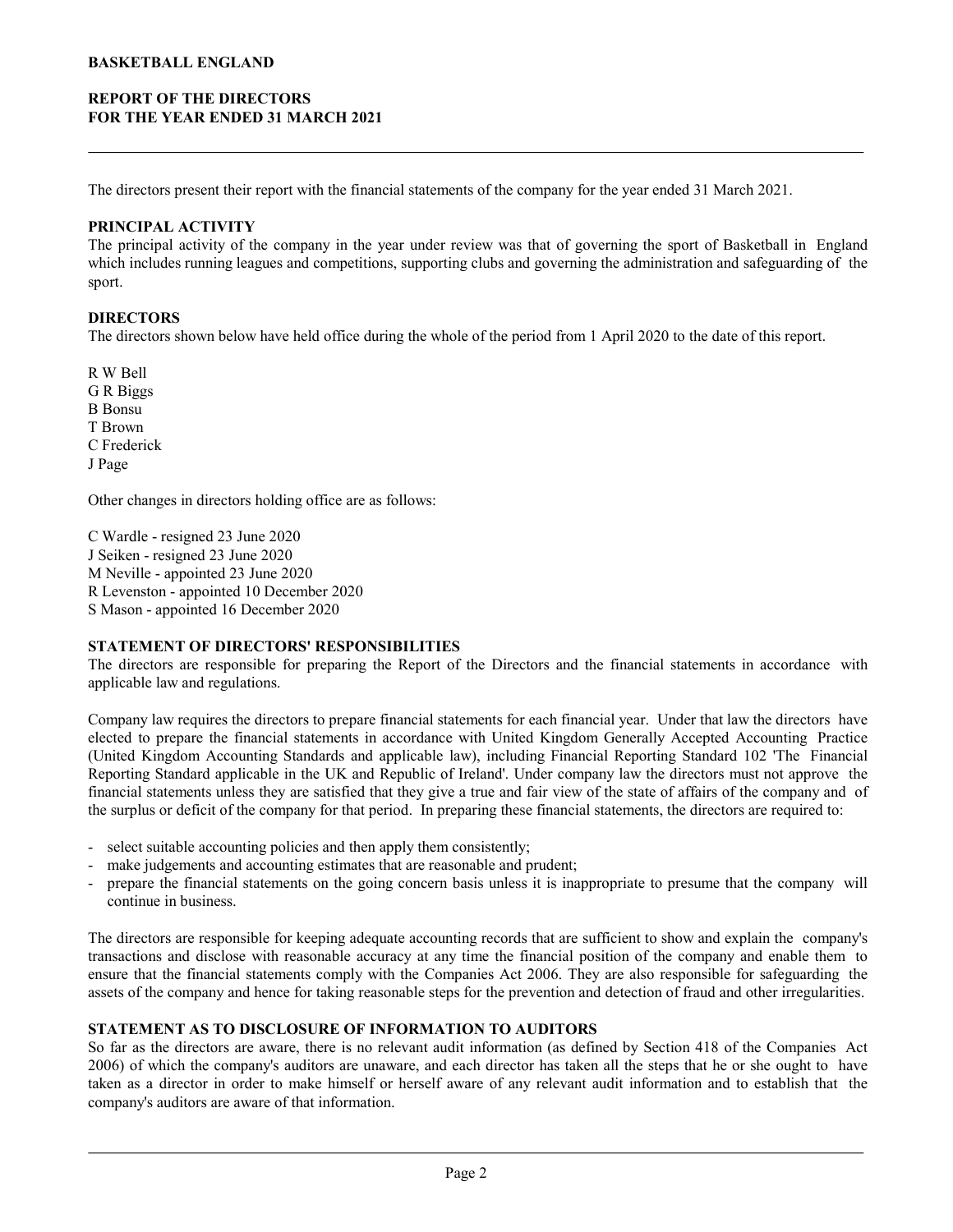# BASKETBALL ENGLAND

## REPORT OF THE DIRECTORS FOR THE YEAR ENDED 31 MARCH 2021

The directors present their report with the financial statements of the company for the year ended 31 March 2021.

### PRINCIPAL ACTIVITY

The principal activity of the company in the year under review was that of governing the sport of Basketball in England which includes running leagues and competitions, supporting clubs and governing the administration and safeguarding of the sport.

### DIRECTORS

The directors shown below have held office during the whole of the period from 1 April 2020 to the date of this report.

R W Bell
G R Biggs
B Bonsu
T Brown
C Frederick
J Page

Other changes in directors holding office are as follows:

C Wardle - resigned 23 June 2020
J Seiken - resigned 23 June 2020
M Neville - appointed 23 June 2020
R Levenston - appointed 10 December 2020
S Mason - appointed 16 December 2020

### STATEMENT OF DIRECTORS' RESPONSIBILITIES

The directors are responsible for preparing the Report of the Directors and the financial statements in accordance with applicable law and regulations.

Company law requires the directors to prepare financial statements for each financial year. Under that law the directors have elected to prepare the financial statements in accordance with United Kingdom Generally Accepted Accounting Practice (United Kingdom Accounting Standards and applicable law), including Financial Reporting Standard 102 'The Financial Reporting Standard applicable in the UK and Republic of Ireland'. Under company law the directors must not approve the financial statements unless they are satisfied that they give a true and fair view of the state of affairs of the company and of the surplus or deficit of the company for that period. In preparing these financial statements, the directors are required to:

- select suitable accounting policies and then apply them consistently;
- make judgements and accounting estimates that are reasonable and prudent;
- prepare the financial statements on the going concern basis unless it is inappropriate to presume that the company will continue in business.

The directors are responsible for keeping adequate accounting records that are sufficient to show and explain the company's transactions and disclose with reasonable accuracy at any time the financial position of the company and enable them to ensure that the financial statements comply with the Companies Act 2006. They are also responsible for safeguarding the assets of the company and hence for taking reasonable steps for the prevention and detection of fraud and other irregularities.

### STATEMENT AS TO DISCLOSURE OF INFORMATION TO AUDITORS

So far as the directors are aware, there is no relevant audit information (as defined by Section 418 of the Companies Act 2006) of which the company's auditors are unaware, and each director has taken all the steps that he or she ought to have taken as a director in order to make himself or herself aware of any relevant audit information and to establish that the company's auditors are aware of that information.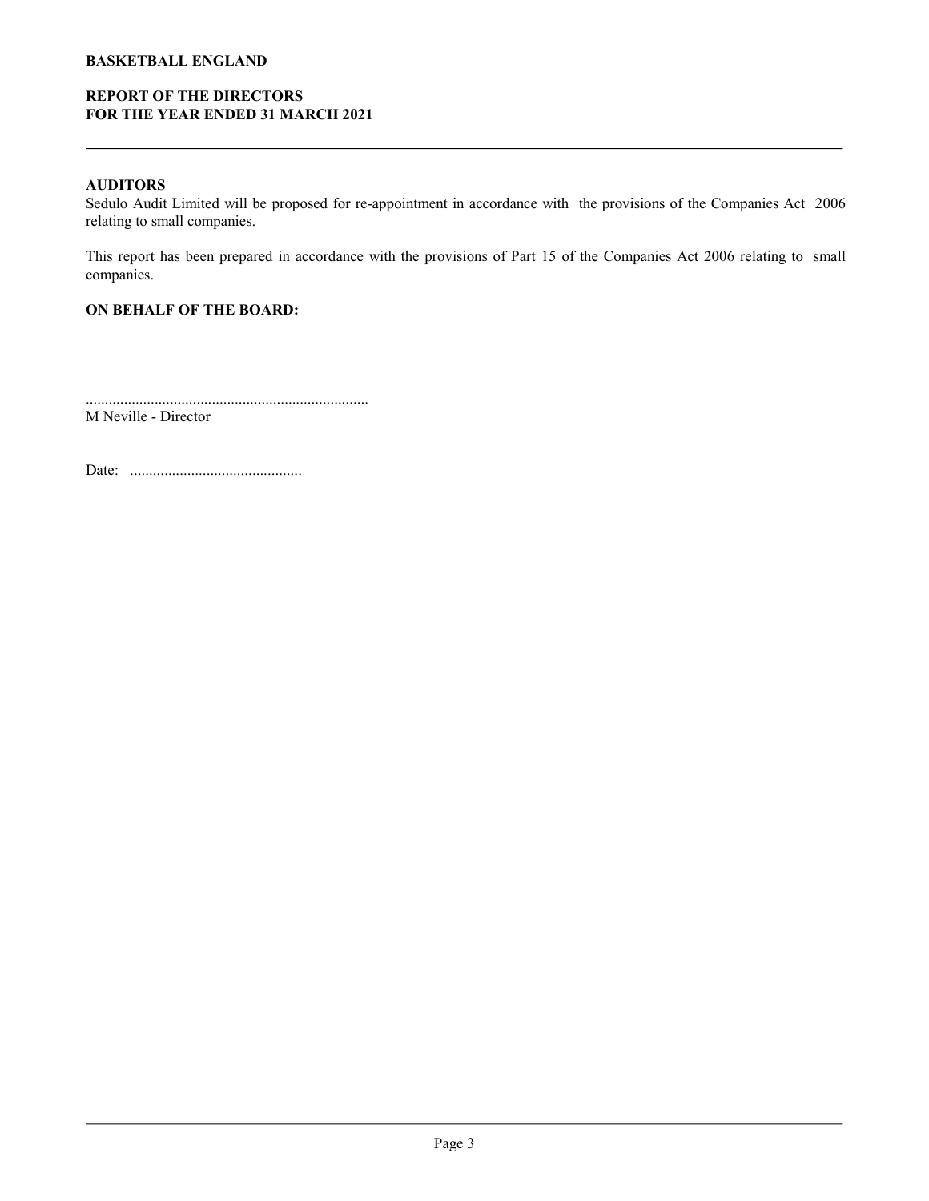**AUDITORS**

Sedulo Audit Limited will be proposed for re-appointment in accordance with the provisions of the Companies Act 2006 relating to small companies.

This report has been prepared in accordance with the provisions of Part 15 of the Companies Act 2006 relating to small companies.

**ON BEHALF OF THE BOARD:**

........................................................................

M Neville - Director

Date: .............................................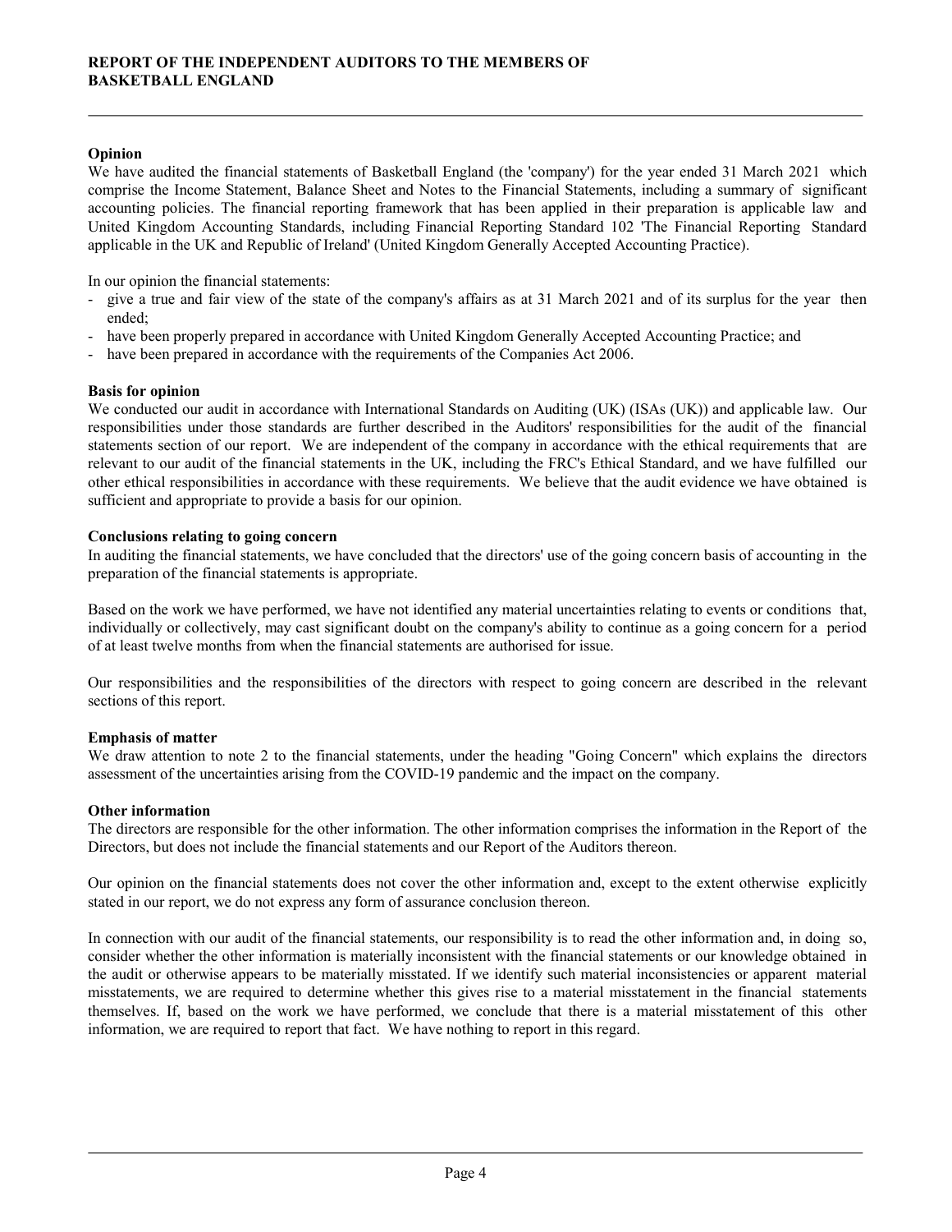# REPORT OF THE INDEPENDENT AUDITORS TO THE MEMBERS OF BASKETBALL ENGLAND

**Opinion**

We have audited the financial statements of Basketball England (the 'company') for the year ended 31 March 2021 which comprise the Income Statement, Balance Sheet and Notes to the Financial Statements, including a summary of significant accounting policies. The financial reporting framework that has been applied in their preparation is applicable law and United Kingdom Accounting Standards, including Financial Reporting Standard 102 'The Financial Reporting Standard applicable in the UK and Republic of Ireland' (United Kingdom Generally Accepted Accounting Practice).

In our opinion the financial statements:

- give a true and fair view of the state of the company's affairs as at 31 March 2021 and of its surplus for the year then ended;
- have been properly prepared in accordance with United Kingdom Generally Accepted Accounting Practice; and
- have been prepared in accordance with the requirements of the Companies Act 2006.

**Basis for opinion**

We conducted our audit in accordance with International Standards on Auditing (UK) (ISAs (UK)) and applicable law. Our responsibilities under those standards are further described in the Auditors' responsibilities for the audit of the financial statements section of our report. We are independent of the company in accordance with the ethical requirements that are relevant to our audit of the financial statements in the UK, including the FRC's Ethical Standard, and we have fulfilled our other ethical responsibilities in accordance with these requirements. We believe that the audit evidence we have obtained is sufficient and appropriate to provide a basis for our opinion.

**Conclusions relating to going concern**

In auditing the financial statements, we have concluded that the directors' use of the going concern basis of accounting in the preparation of the financial statements is appropriate.

Based on the work we have performed, we have not identified any material uncertainties relating to events or conditions that, individually or collectively, may cast significant doubt on the company's ability to continue as a going concern for a period of at least twelve months from when the financial statements are authorised for issue.

Our responsibilities and the responsibilities of the directors with respect to going concern are described in the relevant sections of this report.

**Emphasis of matter**

We draw attention to note 2 to the financial statements, under the heading "Going Concern" which explains the directors assessment of the uncertainties arising from the COVID-19 pandemic and the impact on the company.

**Other information**

The directors are responsible for the other information. The other information comprises the information in the Report of the Directors, but does not include the financial statements and our Report of the Auditors thereon.

Our opinion on the financial statements does not cover the other information and, except to the extent otherwise explicitly stated in our report, we do not express any form of assurance conclusion thereon.

In connection with our audit of the financial statements, our responsibility is to read the other information and, in doing so, consider whether the other information is materially inconsistent with the financial statements or our knowledge obtained in the audit or otherwise appears to be materially misstated. If we identify such material inconsistencies or apparent material misstatements, we are required to determine whether this gives rise to a material misstatement in the financial statements themselves. If, based on the work we have performed, we conclude that there is a material misstatement of this other information, we are required to report that fact. We have nothing to report in this regard.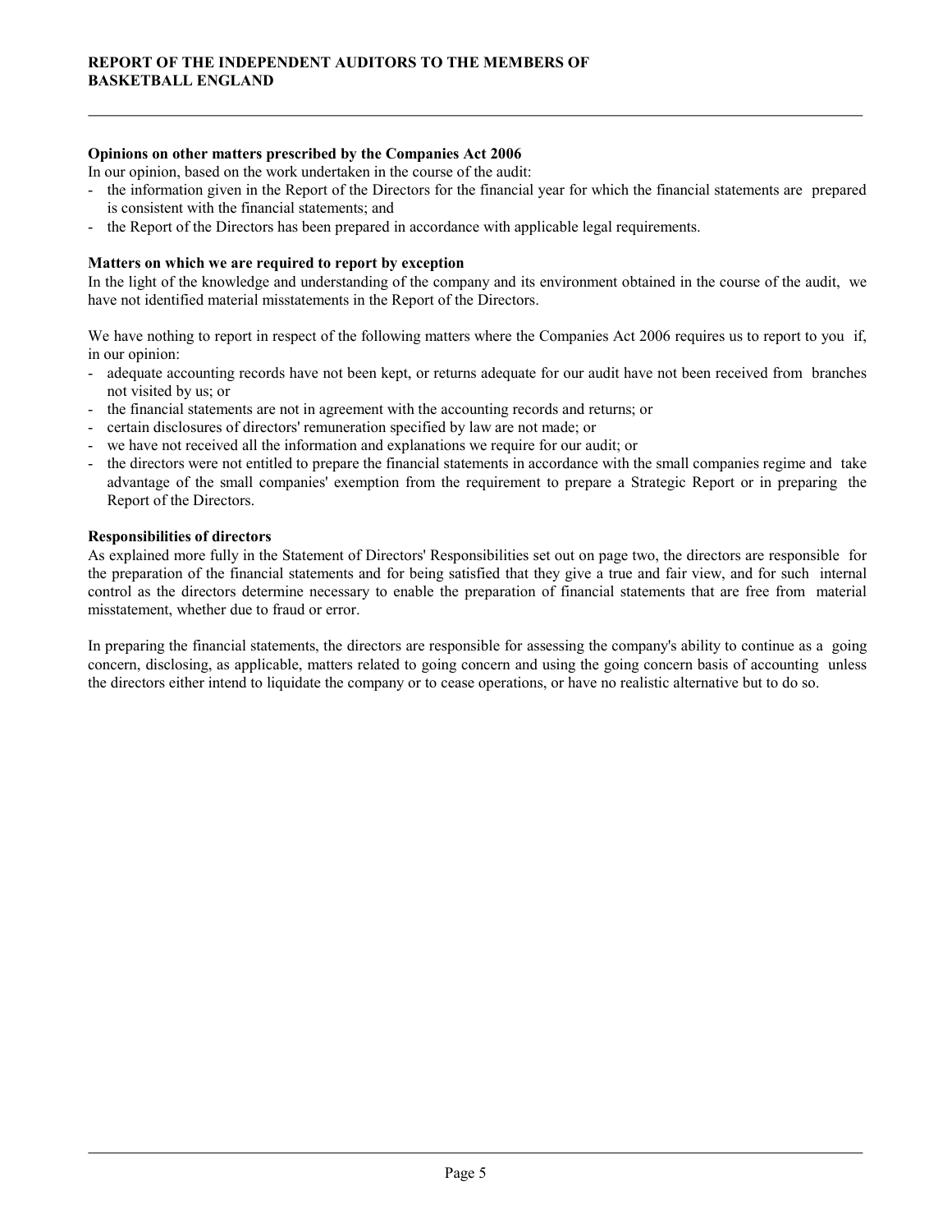**Opinions on other matters prescribed by the Companies Act 2006**

In our opinion, based on the work undertaken in the course of the audit:

- the information given in the Report of the Directors for the financial year for which the financial statements are prepared is consistent with the financial statements; and
- the Report of the Directors has been prepared in accordance with applicable legal requirements.

**Matters on which we are required to report by exception**

In the light of the knowledge and understanding of the company and its environment obtained in the course of the audit, we have not identified material misstatements in the Report of the Directors.

We have nothing to report in respect of the following matters where the Companies Act 2006 requires us to report to you if, in our opinion:

- adequate accounting records have not been kept, or returns adequate for our audit have not been received from branches not visited by us; or
- the financial statements are not in agreement with the accounting records and returns; or
- certain disclosures of directors' remuneration specified by law are not made; or
- we have not received all the information and explanations we require for our audit; or
- the directors were not entitled to prepare the financial statements in accordance with the small companies regime and take advantage of the small companies' exemption from the requirement to prepare a Strategic Report or in preparing the Report of the Directors.

**Responsibilities of directors**

As explained more fully in the Statement of Directors' Responsibilities set out on page two, the directors are responsible for the preparation of the financial statements and for being satisfied that they give a true and fair view, and for such internal control as the directors determine necessary to enable the preparation of financial statements that are free from material misstatement, whether due to fraud or error.

In preparing the financial statements, the directors are responsible for assessing the company's ability to continue as a going concern, disclosing, as applicable, matters related to going concern and using the going concern basis of accounting unless the directors either intend to liquidate the company or to cease operations, or have no realistic alternative but to do so.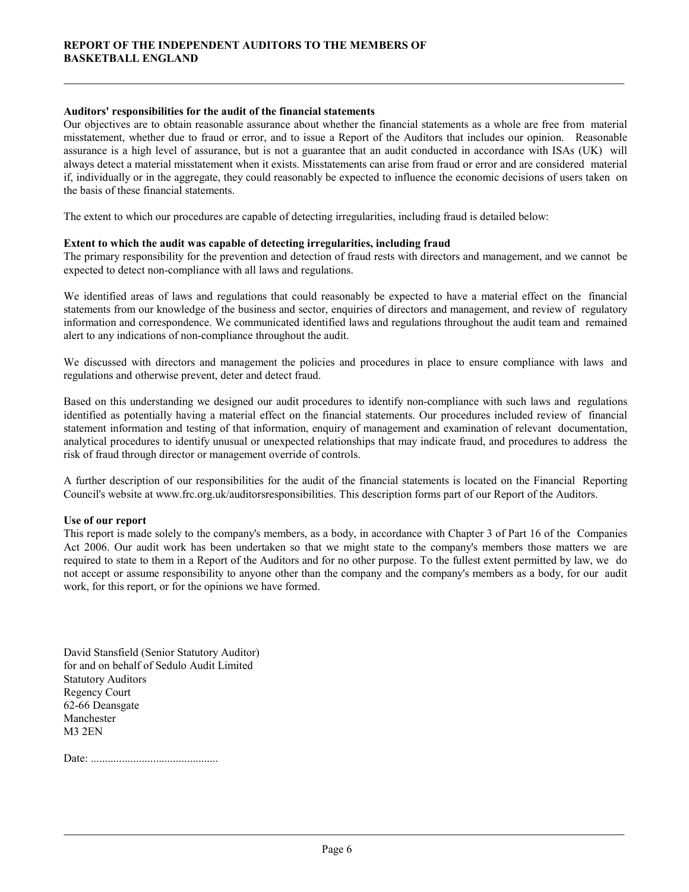## Auditors' responsibilities for the audit of the financial statements

Our objectives are to obtain reasonable assurance about whether the financial statements as a whole are free from material misstatement, whether due to fraud or error, and to issue a Report of the Auditors that includes our opinion. Reasonable assurance is a high level of assurance, but is not a guarantee that an audit conducted in accordance with ISAs (UK) will always detect a material misstatement when it exists. Misstatements can arise from fraud or error and are considered material if, individually or in the aggregate, they could reasonably be expected to influence the economic decisions of users taken on the basis of these financial statements.

The extent to which our procedures are capable of detecting irregularities, including fraud is detailed below:

## Extent to which the audit was capable of detecting irregularities, including fraud

The primary responsibility for the prevention and detection of fraud rests with directors and management, and we cannot be expected to detect non-compliance with all laws and regulations.

We identified areas of laws and regulations that could reasonably be expected to have a material effect on the financial statements from our knowledge of the business and sector, enquiries of directors and management, and review of regulatory information and correspondence. We communicated identified laws and regulations throughout the audit team and remained alert to any indications of non-compliance throughout the audit.

We discussed with directors and management the policies and procedures in place to ensure compliance with laws and regulations and otherwise prevent, deter and detect fraud.

Based on this understanding we designed our audit procedures to identify non-compliance with such laws and regulations identified as potentially having a material effect on the financial statements. Our procedures included review of financial statement information and testing of that information, enquiry of management and examination of relevant documentation, analytical procedures to identify unusual or unexpected relationships that may indicate fraud, and procedures to address the risk of fraud through director or management override of controls.

A further description of our responsibilities for the audit of the financial statements is located on the Financial Reporting Council's website at www.frc.org.uk/auditorsresponsibilities. This description forms part of our Report of the Auditors.

## Use of our report

This report is made solely to the company's members, as a body, in accordance with Chapter 3 of Part 16 of the Companies Act 2006. Our audit work has been undertaken so that we might state to the company's members those matters we are required to state to them in a Report of the Auditors and for no other purpose. To the fullest extent permitted by law, we do not accept or assume responsibility to anyone other than the company and the company's members as a body, for our audit work, for this report, or for the opinions we have formed.

David Stansfield (Senior Statutory Auditor)
for and on behalf of Sedulo Audit Limited
Statutory Auditors
Regency Court
62-66 Deansgate
Manchester
M3 2EN

Date: .............................................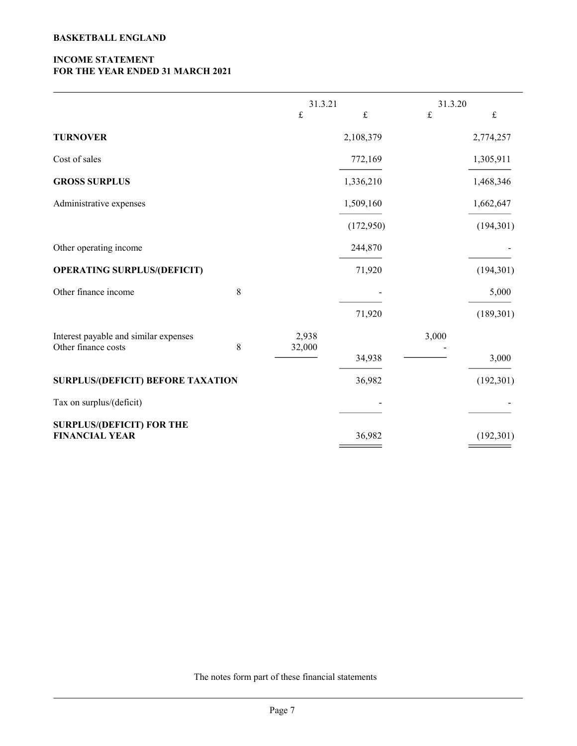**BASKETBALL ENGLAND**

## INCOME STATEMENT
## FOR THE YEAR ENDED 31 MARCH 2021

| | Notes | 31.3.21 £ | 31.3.21 £ | 31.3.20 £ | 31.3.20 £ |
|---|---|---|---|---|---|
| **TURNOVER** | | | 2,108,379 | | 2,774,257 |
| Cost of sales | | | 772,169 | | 1,305,911 |
| **GROSS SURPLUS** | | | 1,336,210 | | 1,468,346 |
| Administrative expenses | | | 1,509,160 | | 1,662,647 |
| | | | (172,950) | | (194,301) |
| Other operating income | | | 244,870 | | - |
| **OPERATING SURPLUS/(DEFICIT)** | | | 71,920 | | (194,301) |
| Other finance income | 8 | | - | | 5,000 |
| | | | 71,920 | | (189,301) |
| Interest payable and similar expenses | | 2,938 | | 3,000 | |
| Other finance costs | 8 | 32,000 | | - | |
| | | | 34,938 | | 3,000 |
| **SURPLUS/(DEFICIT) BEFORE TAXATION** | | | 36,982 | | (192,301) |
| Tax on surplus/(deficit) | | | - | | - |
| **SURPLUS/(DEFICIT) FOR THE FINANCIAL YEAR** | | | 36,982 | | (192,301) |

The notes form part of these financial statements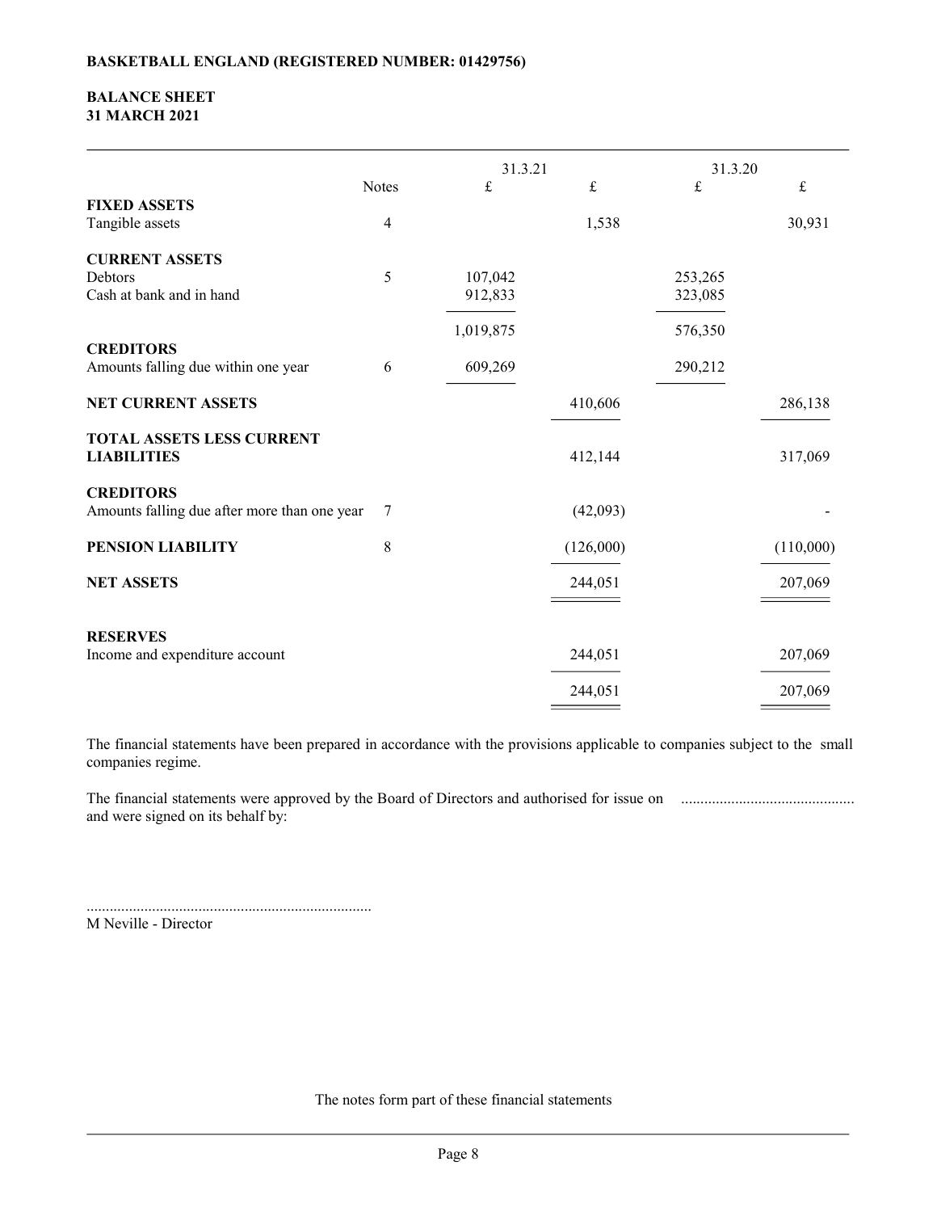**BASKETBALL ENGLAND (REGISTERED NUMBER: 01429756)**

# BALANCE SHEET
## 31 MARCH 2021

| | Notes | 31.3.21 £ | 31.3.21 £ | 31.3.20 £ | 31.3.20 £ |
|---|---|---|---|---|---|
| **FIXED ASSETS** | | | | | |
| Tangible assets | 4 | | 1,538 | | 30,931 |
| **CURRENT ASSETS** | | | | | |
| Debtors | 5 | 107,042 | | 253,265 | |
| Cash at bank and in hand | | 912,833 | | 323,085 | |
| | | 1,019,875 | | 576,350 | |
| **CREDITORS** | | | | | |
| Amounts falling due within one year | 6 | 609,269 | | 290,212 | |
| **NET CURRENT ASSETS** | | | 410,606 | | 286,138 |
| **TOTAL ASSETS LESS CURRENT LIABILITIES** | | | 412,144 | | 317,069 |
| **CREDITORS** | | | | | |
| Amounts falling due after more than one year | 7 | | (42,093) | | - |
| **PENSION LIABILITY** | 8 | | (126,000) | | (110,000) |
| **NET ASSETS** | | | 244,051 | | 207,069 |
| **RESERVES** | | | | | |
| Income and expenditure account | | | 244,051 | | 207,069 |
| | | | 244,051 | | 207,069 |

The financial statements have been prepared in accordance with the provisions applicable to companies subject to the small companies regime.

The financial statements were approved by the Board of Directors and authorised for issue on ............................................ and were signed on its behalf by:

..........................................................................
M Neville - Director

The notes form part of these financial statements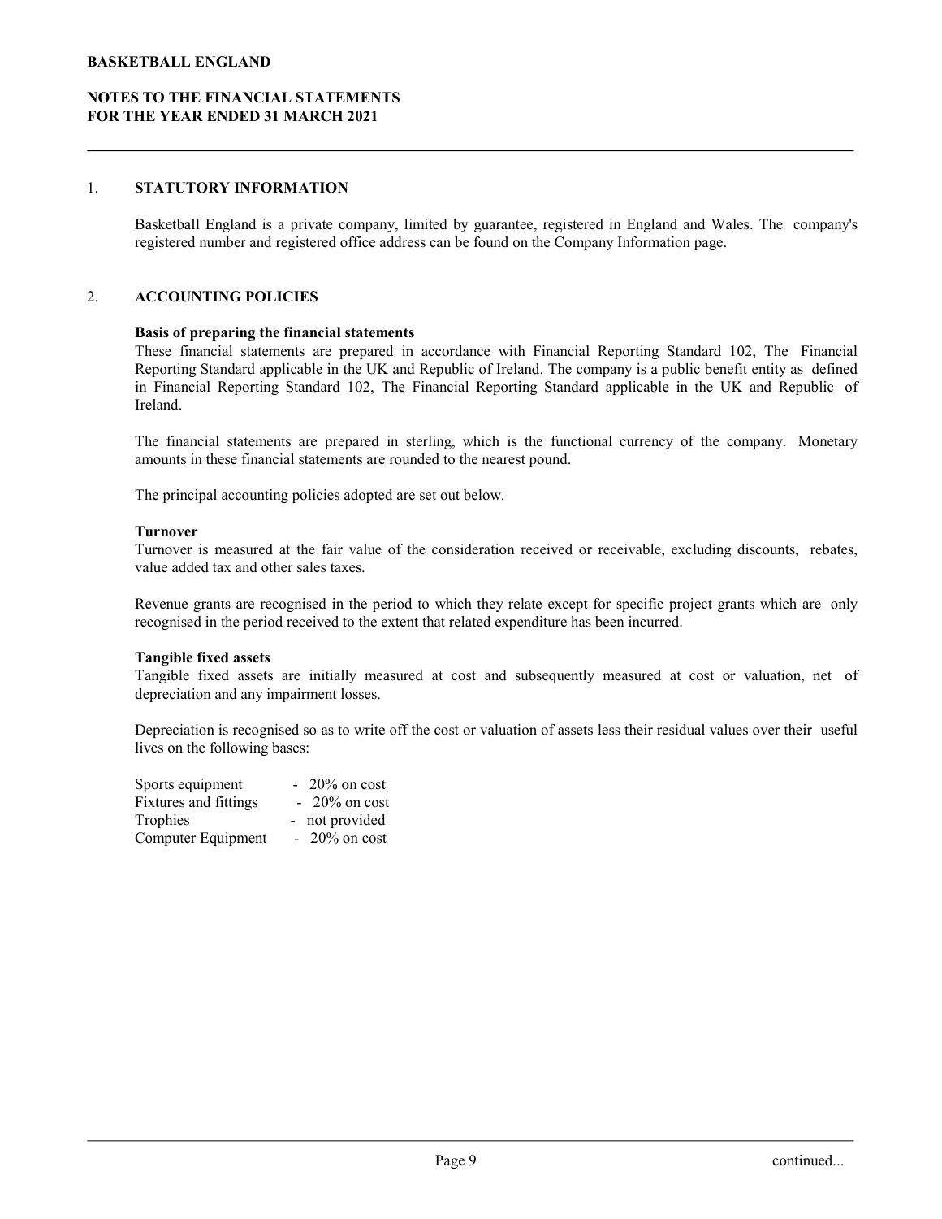## 1. STATUTORY INFORMATION

Basketball England is a private company, limited by guarantee, registered in England and Wales. The company's registered number and registered office address can be found on the Company Information page.

## 2. ACCOUNTING POLICIES

**Basis of preparing the financial statements**

These financial statements are prepared in accordance with Financial Reporting Standard 102, The Financial Reporting Standard applicable in the UK and Republic of Ireland. The company is a public benefit entity as defined in Financial Reporting Standard 102, The Financial Reporting Standard applicable in the UK and Republic of Ireland.

The financial statements are prepared in sterling, which is the functional currency of the company. Monetary amounts in these financial statements are rounded to the nearest pound.

The principal accounting policies adopted are set out below.

**Turnover**

Turnover is measured at the fair value of the consideration received or receivable, excluding discounts, rebates, value added tax and other sales taxes.

Revenue grants are recognised in the period to which they relate except for specific project grants which are only recognised in the period received to the extent that related expenditure has been incurred.

**Tangible fixed assets**

Tangible fixed assets are initially measured at cost and subsequently measured at cost or valuation, net of depreciation and any impairment losses.

Depreciation is recognised so as to write off the cost or valuation of assets less their residual values over their useful lives on the following bases:

| | |
|---|---|
| Sports equipment | - 20% on cost |
| Fixtures and fittings | - 20% on cost |
| Trophies | - not provided |
| Computer Equipment | - 20% on cost |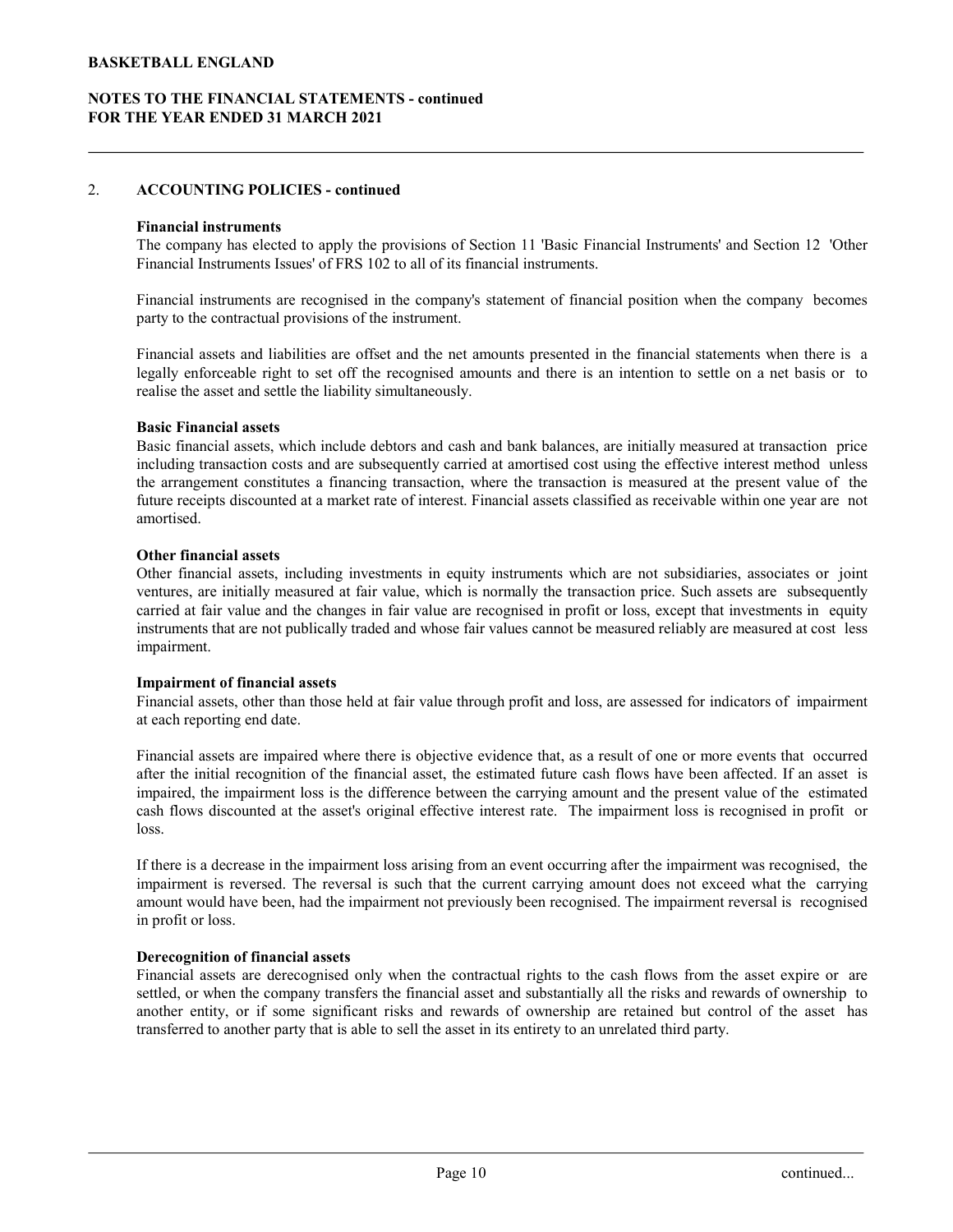## 2. ACCOUNTING POLICIES - continued

**Financial instruments**

The company has elected to apply the provisions of Section 11 'Basic Financial Instruments' and Section 12 'Other Financial Instruments Issues' of FRS 102 to all of its financial instruments.

Financial instruments are recognised in the company's statement of financial position when the company becomes party to the contractual provisions of the instrument.

Financial assets and liabilities are offset and the net amounts presented in the financial statements when there is a legally enforceable right to set off the recognised amounts and there is an intention to settle on a net basis or to realise the asset and settle the liability simultaneously.

**Basic Financial assets**

Basic financial assets, which include debtors and cash and bank balances, are initially measured at transaction price including transaction costs and are subsequently carried at amortised cost using the effective interest method unless the arrangement constitutes a financing transaction, where the transaction is measured at the present value of the future receipts discounted at a market rate of interest. Financial assets classified as receivable within one year are not amortised.

**Other financial assets**

Other financial assets, including investments in equity instruments which are not subsidiaries, associates or joint ventures, are initially measured at fair value, which is normally the transaction price. Such assets are subsequently carried at fair value and the changes in fair value are recognised in profit or loss, except that investments in equity instruments that are not publically traded and whose fair values cannot be measured reliably are measured at cost less impairment.

**Impairment of financial assets**

Financial assets, other than those held at fair value through profit and loss, are assessed for indicators of impairment at each reporting end date.

Financial assets are impaired where there is objective evidence that, as a result of one or more events that occurred after the initial recognition of the financial asset, the estimated future cash flows have been affected. If an asset is impaired, the impairment loss is the difference between the carrying amount and the present value of the estimated cash flows discounted at the asset's original effective interest rate. The impairment loss is recognised in profit or loss.

If there is a decrease in the impairment loss arising from an event occurring after the impairment was recognised, the impairment is reversed. The reversal is such that the current carrying amount does not exceed what the carrying amount would have been, had the impairment not previously been recognised. The impairment reversal is recognised in profit or loss.

**Derecognition of financial assets**

Financial assets are derecognised only when the contractual rights to the cash flows from the asset expire or are settled, or when the company transfers the financial asset and substantially all the risks and rewards of ownership to another entity, or if some significant risks and rewards of ownership are retained but control of the asset has transferred to another party that is able to sell the asset in its entirety to an unrelated third party.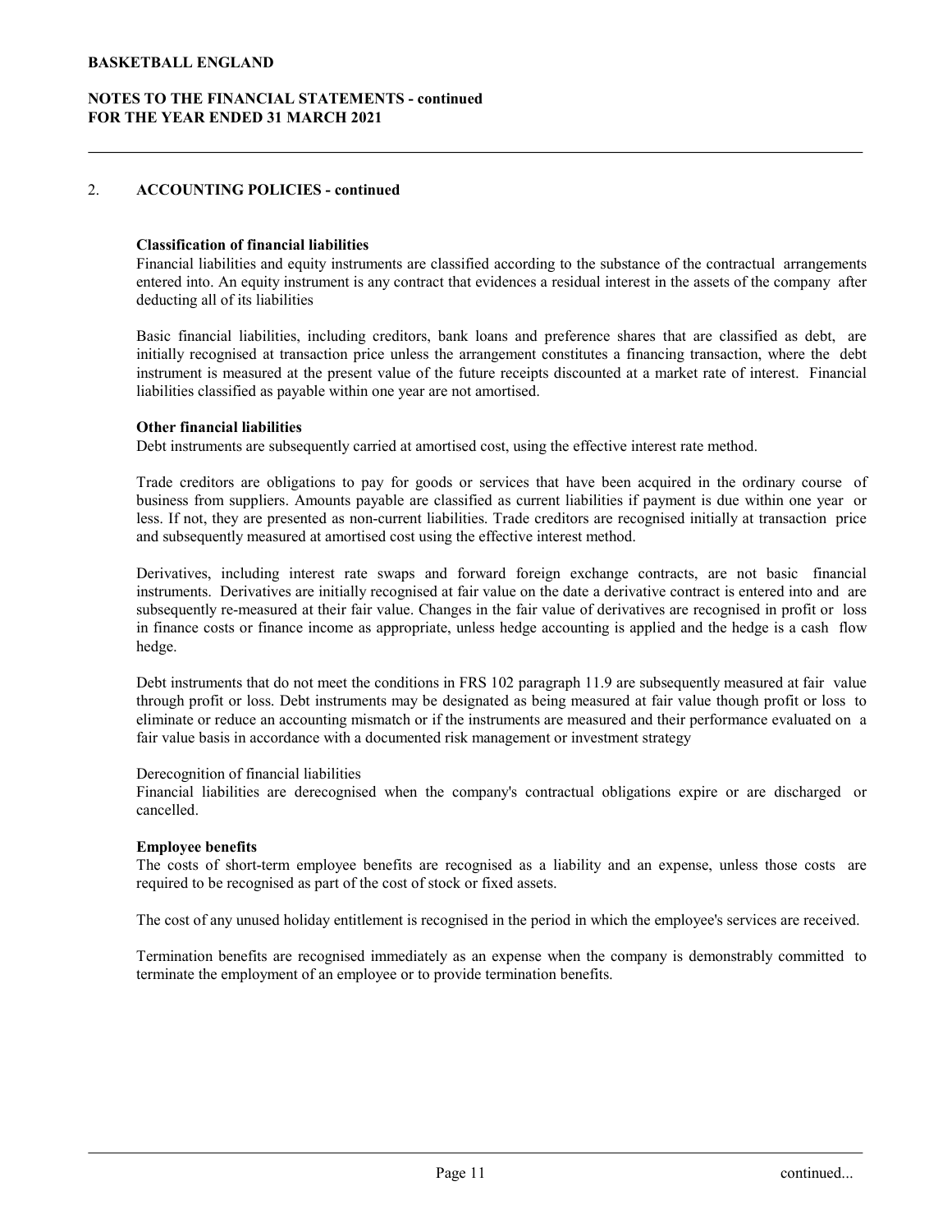## 2. ACCOUNTING POLICIES - continued

**Classification of financial liabilities**

Financial liabilities and equity instruments are classified according to the substance of the contractual arrangements entered into. An equity instrument is any contract that evidences a residual interest in the assets of the company after deducting all of its liabilities

Basic financial liabilities, including creditors, bank loans and preference shares that are classified as debt, are initially recognised at transaction price unless the arrangement constitutes a financing transaction, where the debt instrument is measured at the present value of the future receipts discounted at a market rate of interest. Financial liabilities classified as payable within one year are not amortised.

**Other financial liabilities**

Debt instruments are subsequently carried at amortised cost, using the effective interest rate method.

Trade creditors are obligations to pay for goods or services that have been acquired in the ordinary course of business from suppliers. Amounts payable are classified as current liabilities if payment is due within one year or less. If not, they are presented as non-current liabilities. Trade creditors are recognised initially at transaction price and subsequently measured at amortised cost using the effective interest method.

Derivatives, including interest rate swaps and forward foreign exchange contracts, are not basic financial instruments. Derivatives are initially recognised at fair value on the date a derivative contract is entered into and are subsequently re-measured at their fair value. Changes in the fair value of derivatives are recognised in profit or loss in finance costs or finance income as appropriate, unless hedge accounting is applied and the hedge is a cash flow hedge.

Debt instruments that do not meet the conditions in FRS 102 paragraph 11.9 are subsequently measured at fair value through profit or loss. Debt instruments may be designated as being measured at fair value though profit or loss to eliminate or reduce an accounting mismatch or if the instruments are measured and their performance evaluated on a fair value basis in accordance with a documented risk management or investment strategy

Derecognition of financial liabilities

Financial liabilities are derecognised when the company's contractual obligations expire or are discharged or cancelled.

**Employee benefits**

The costs of short-term employee benefits are recognised as a liability and an expense, unless those costs are required to be recognised as part of the cost of stock or fixed assets.

The cost of any unused holiday entitlement is recognised in the period in which the employee's services are received.

Termination benefits are recognised immediately as an expense when the company is demonstrably committed to terminate the employment of an employee or to provide termination benefits.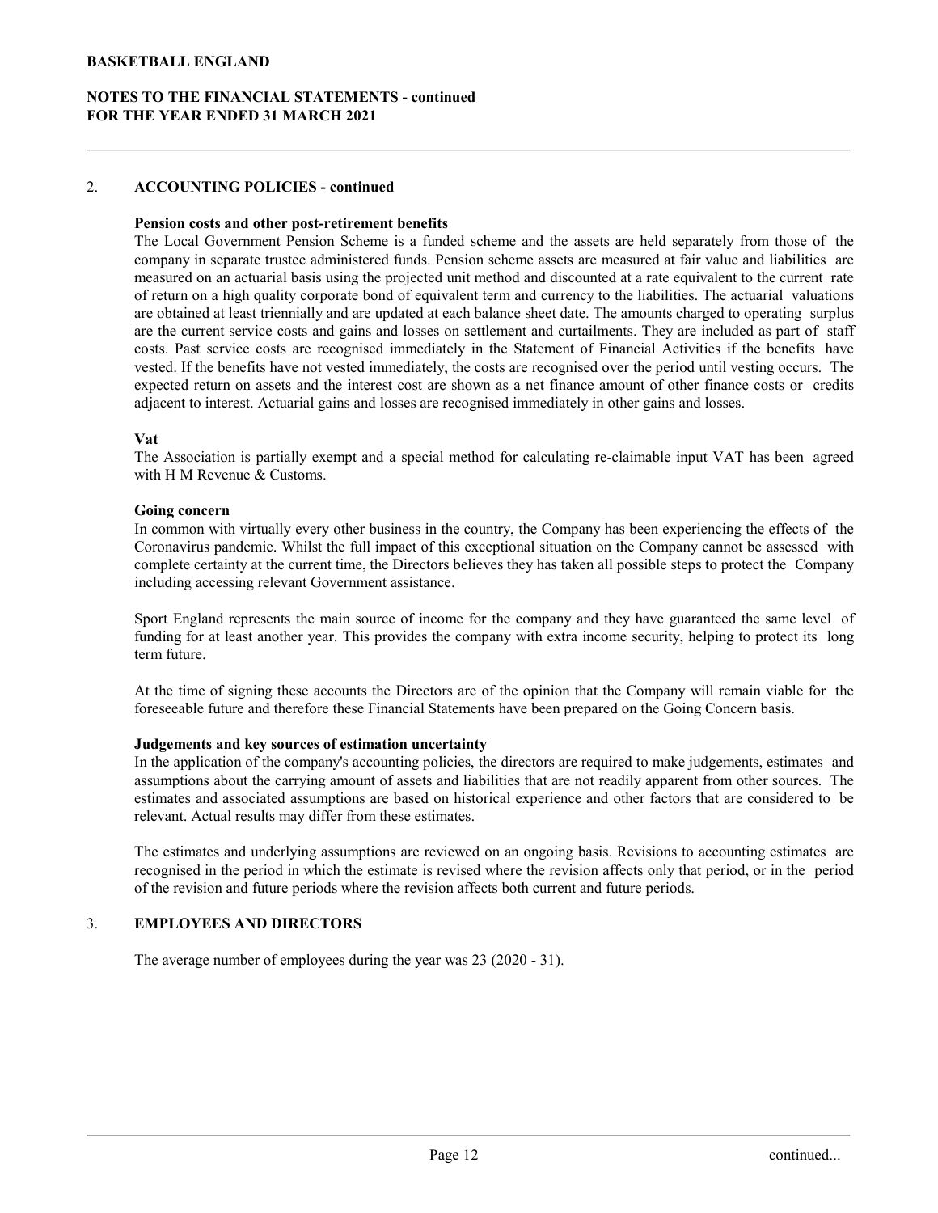## 2. ACCOUNTING POLICIES - continued

**Pension costs and other post-retirement benefits**

The Local Government Pension Scheme is a funded scheme and the assets are held separately from those of the company in separate trustee administered funds. Pension scheme assets are measured at fair value and liabilities are measured on an actuarial basis using the projected unit method and discounted at a rate equivalent to the current rate of return on a high quality corporate bond of equivalent term and currency to the liabilities. The actuarial valuations are obtained at least triennially and are updated at each balance sheet date. The amounts charged to operating surplus are the current service costs and gains and losses on settlement and curtailments. They are included as part of staff costs. Past service costs are recognised immediately in the Statement of Financial Activities if the benefits have vested. If the benefits have not vested immediately, the costs are recognised over the period until vesting occurs. The expected return on assets and the interest cost are shown as a net finance amount of other finance costs or credits adjacent to interest. Actuarial gains and losses are recognised immediately in other gains and losses.

**Vat**

The Association is partially exempt and a special method for calculating re-claimable input VAT has been agreed with H M Revenue & Customs.

**Going concern**

In common with virtually every other business in the country, the Company has been experiencing the effects of the Coronavirus pandemic. Whilst the full impact of this exceptional situation on the Company cannot be assessed with complete certainty at the current time, the Directors believes they has taken all possible steps to protect the Company including accessing relevant Government assistance.

Sport England represents the main source of income for the company and they have guaranteed the same level of funding for at least another year. This provides the company with extra income security, helping to protect its long term future.

At the time of signing these accounts the Directors are of the opinion that the Company will remain viable for the foreseeable future and therefore these Financial Statements have been prepared on the Going Concern basis.

**Judgements and key sources of estimation uncertainty**

In the application of the company's accounting policies, the directors are required to make judgements, estimates and assumptions about the carrying amount of assets and liabilities that are not readily apparent from other sources. The estimates and associated assumptions are based on historical experience and other factors that are considered to be relevant. Actual results may differ from these estimates.

The estimates and underlying assumptions are reviewed on an ongoing basis. Revisions to accounting estimates are recognised in the period in which the estimate is revised where the revision affects only that period, or in the period of the revision and future periods where the revision affects both current and future periods.

## 3. EMPLOYEES AND DIRECTORS

The average number of employees during the year was 23 (2020 - 31).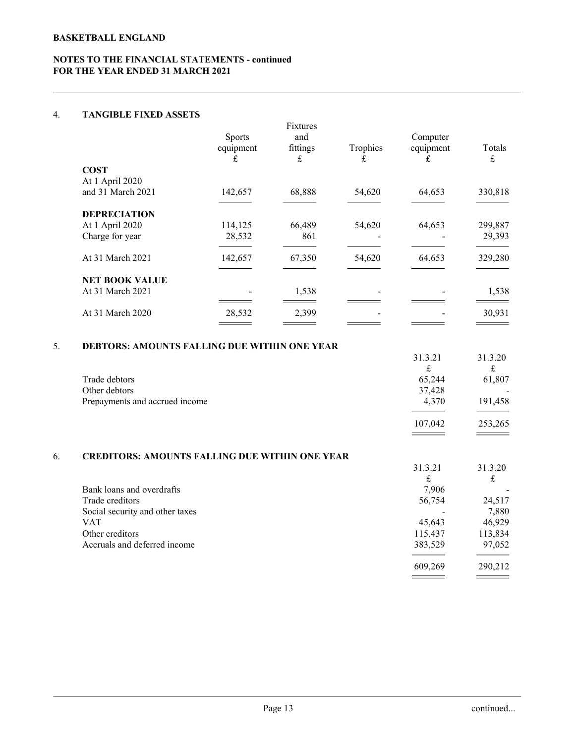**BASKETBALL ENGLAND**

**NOTES TO THE FINANCIAL STATEMENTS - continued**
**FOR THE YEAR ENDED 31 MARCH 2021**

## 4. TANGIBLE FIXED ASSETS

| | Sports equipment £ | Fixtures and fittings £ | Trophies £ | Computer equipment £ | Totals £ |
|---|---|---|---|---|---|
| **COST** | | | | | |
| At 1 April 2020 and 31 March 2021 | 142,657 | 68,888 | 54,620 | 64,653 | 330,818 |
| **DEPRECIATION** | | | | | |
| At 1 April 2020 | 114,125 | 66,489 | 54,620 | 64,653 | 299,887 |
| Charge for year | 28,532 | 861 | - | - | 29,393 |
| At 31 March 2021 | 142,657 | 67,350 | 54,620 | 64,653 | 329,280 |
| **NET BOOK VALUE** | | | | | |
| At 31 March 2021 | - | 1,538 | - | - | 1,538 |
| At 31 March 2020 | 28,532 | 2,399 | - | - | 30,931 |

## 5. DEBTORS: AMOUNTS FALLING DUE WITHIN ONE YEAR

| | 31.3.21 £ | 31.3.20 £ |
|---|---|---|
| Trade debtors | 65,244 | 61,807 |
| Other debtors | 37,428 | - |
| Prepayments and accrued income | 4,370 | 191,458 |
| | 107,042 | 253,265 |

## 6. CREDITORS: AMOUNTS FALLING DUE WITHIN ONE YEAR

| | 31.3.21 £ | 31.3.20 £ |
|---|---|---|
| Bank loans and overdrafts | 7,906 | - |
| Trade creditors | 56,754 | 24,517 |
| Social security and other taxes | - | 7,880 |
| VAT | 45,643 | 46,929 |
| Other creditors | 115,437 | 113,834 |
| Accruals and deferred income | 383,529 | 97,052 |
| | 609,269 | 290,212 |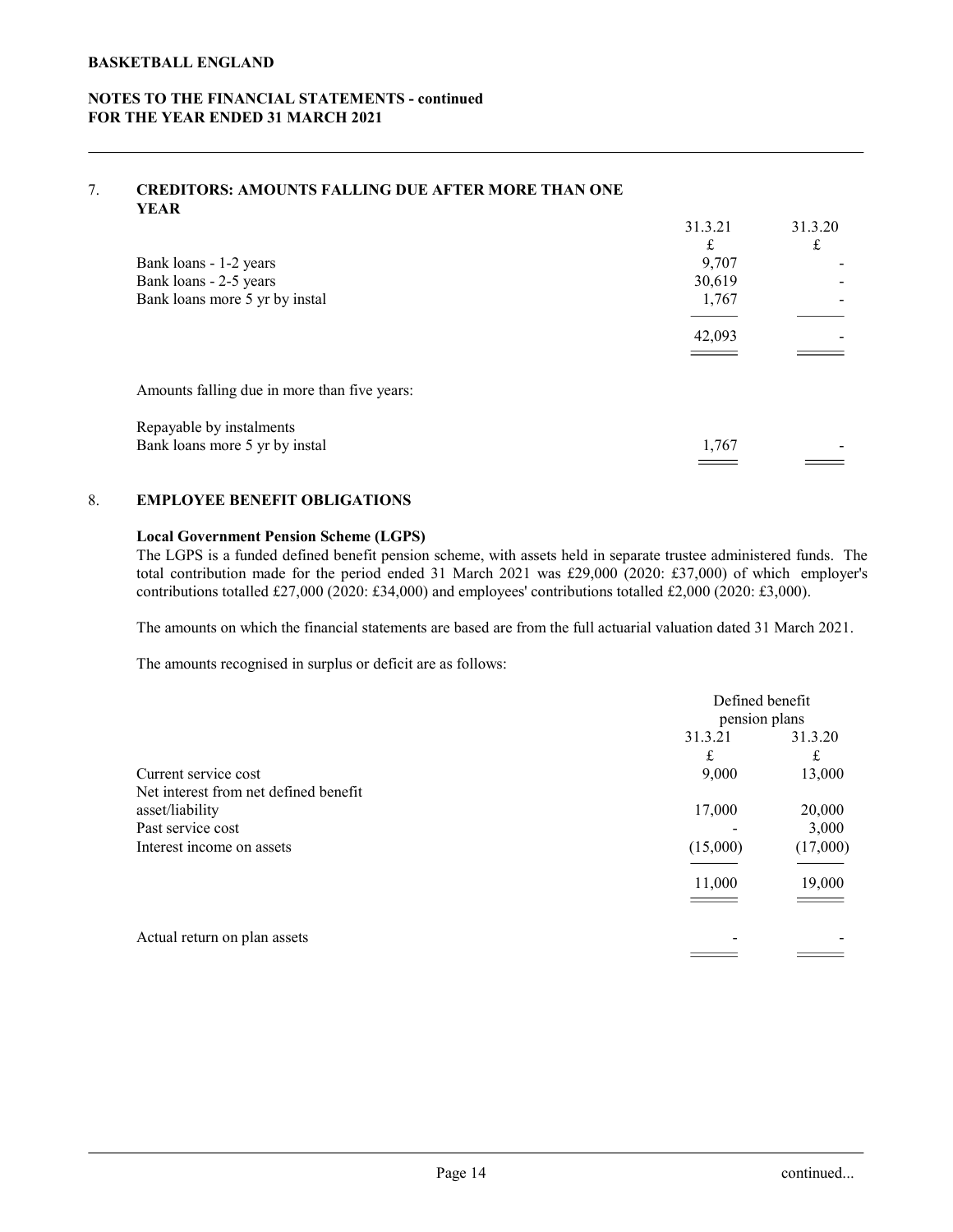## 7. CREDITORS: AMOUNTS FALLING DUE AFTER MORE THAN ONE YEAR

| | 31.3.21 | 31.3.20 |
|---|---|---|
| | £ | £ |
| Bank loans - 1-2 years | 9,707 | - |
| Bank loans - 2-5 years | 30,619 | - |
| Bank loans more 5 yr by instal | 1,767 | - |
| | 42,093 | - |

Amounts falling due in more than five years:

| | 31.3.21 | 31.3.20 |
|---|---|---|
| Repayable by instalments | | |
| Bank loans more 5 yr by instal | 1,767 | - |

## 8. EMPLOYEE BENEFIT OBLIGATIONS

**Local Government Pension Scheme (LGPS)**

The LGPS is a funded defined benefit pension scheme, with assets held in separate trustee administered funds. The total contribution made for the period ended 31 March 2021 was £29,000 (2020: £37,000) of which employer's contributions totalled £27,000 (2020: £34,000) and employees' contributions totalled £2,000 (2020: £3,000).

The amounts on which the financial statements are based are from the full actuarial valuation dated 31 March 2021.

The amounts recognised in surplus or deficit are as follows:

| | Defined benefit pension plans | |
|---|---|---|
| | 31.3.21 | 31.3.20 |
| | £ | £ |
| Current service cost | 9,000 | 13,000 |
| Net interest from net defined benefit asset/liability | 17,000 | 20,000 |
| Past service cost | - | 3,000 |
| Interest income on assets | (15,000) | (17,000) |
| | 11,000 | 19,000 |
| Actual return on plan assets | - | - |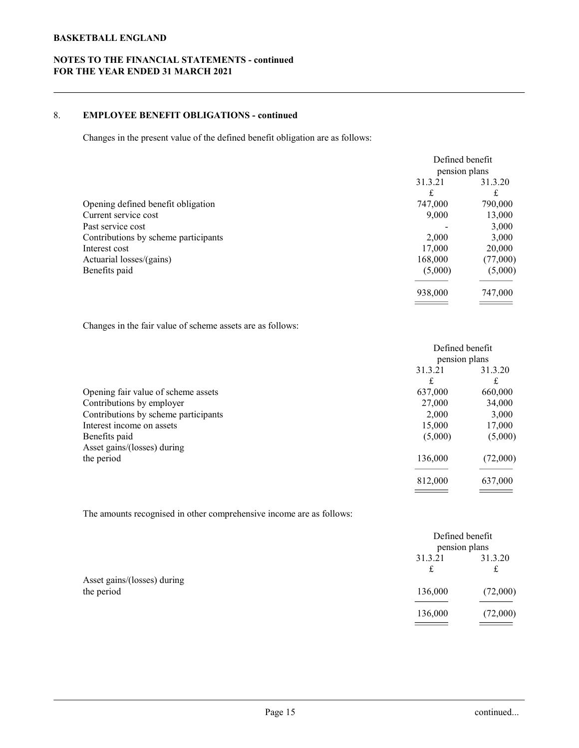## 8. EMPLOYEE BENEFIT OBLIGATIONS - continued

Changes in the present value of the defined benefit obligation are as follows:

| | Defined benefit pension plans | |
|---|---|---|
| | 31.3.21 | 31.3.20 |
| | £ | £ |
| Opening defined benefit obligation | 747,000 | 790,000 |
| Current service cost | 9,000 | 13,000 |
| Past service cost | - | 3,000 |
| Contributions by scheme participants | 2,000 | 3,000 |
| Interest cost | 17,000 | 20,000 |
| Actuarial losses/(gains) | 168,000 | (77,000) |
| Benefits paid | (5,000) | (5,000) |
| | 938,000 | 747,000 |

Changes in the fair value of scheme assets are as follows:

| | Defined benefit pension plans | |
|---|---|---|
| | 31.3.21 | 31.3.20 |
| | £ | £ |
| Opening fair value of scheme assets | 637,000 | 660,000 |
| Contributions by employer | 27,000 | 34,000 |
| Contributions by scheme participants | 2,000 | 3,000 |
| Interest income on assets | 15,000 | 17,000 |
| Benefits paid | (5,000) | (5,000) |
| Asset gains/(losses) during the period | 136,000 | (72,000) |
| | 812,000 | 637,000 |

The amounts recognised in other comprehensive income are as follows:

| | Defined benefit pension plans | |
|---|---|---|
| | 31.3.21 | 31.3.20 |
| | £ | £ |
| Asset gains/(losses) during the period | 136,000 | (72,000) |
| | 136,000 | (72,000) |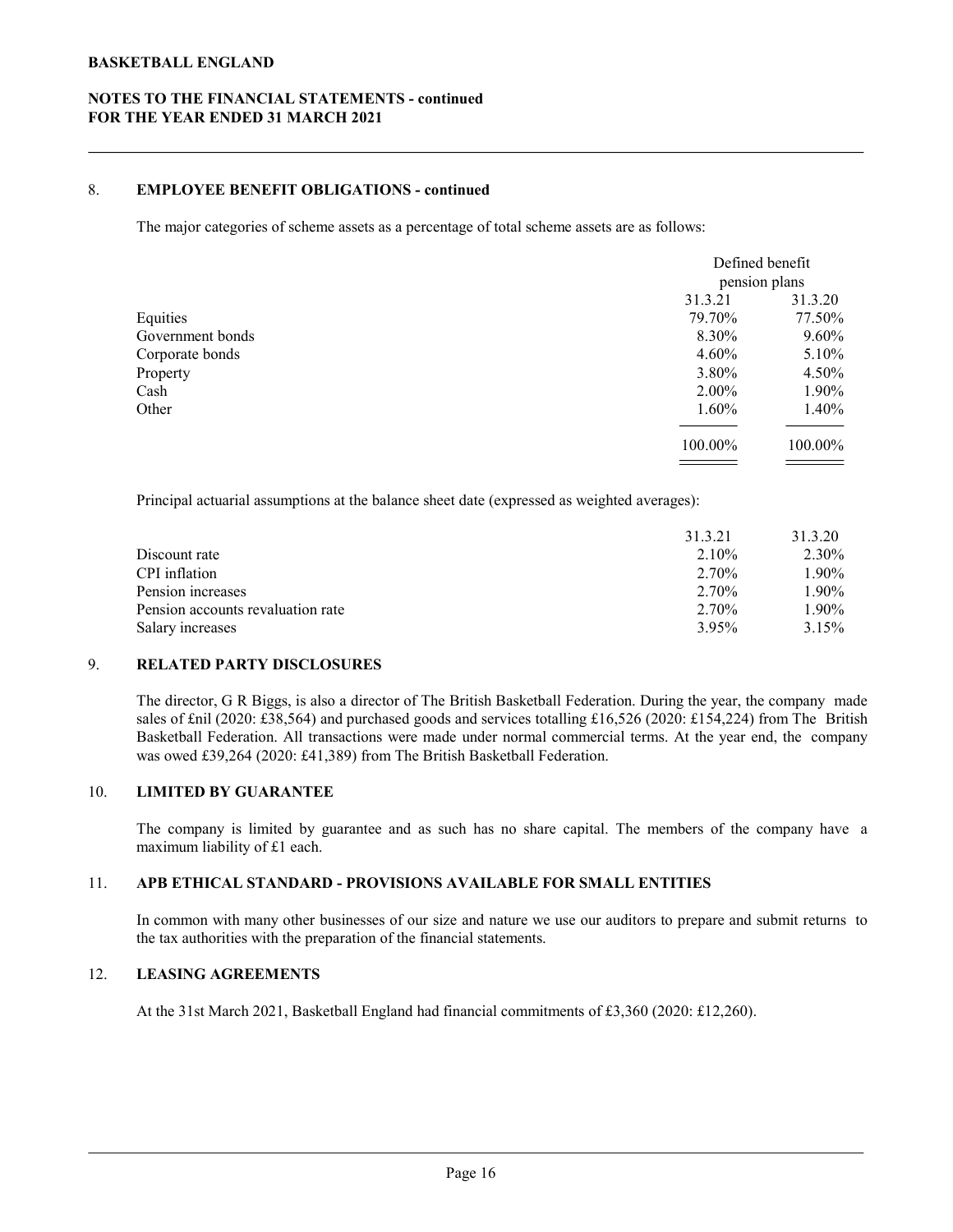## 8. EMPLOYEE BENEFIT OBLIGATIONS - continued

The major categories of scheme assets as a percentage of total scheme assets are as follows:

| | Defined benefit pension plans | |
|---|---|---|
| | 31.3.21 | 31.3.20 |
| Equities | 79.70% | 77.50% |
| Government bonds | 8.30% | 9.60% |
| Corporate bonds | 4.60% | 5.10% |
| Property | 3.80% | 4.50% |
| Cash | 2.00% | 1.90% |
| Other | 1.60% | 1.40% |
| | 100.00% | 100.00% |

Principal actuarial assumptions at the balance sheet date (expressed as weighted averages):

| | 31.3.21 | 31.3.20 |
|---|---|---|
| Discount rate | 2.10% | 2.30% |
| CPI inflation | 2.70% | 1.90% |
| Pension increases | 2.70% | 1.90% |
| Pension accounts revaluation rate | 2.70% | 1.90% |
| Salary increases | 3.95% | 3.15% |

## 9. RELATED PARTY DISCLOSURES

The director, G R Biggs, is also a director of The British Basketball Federation. During the year, the company made sales of £nil (2020: £38,564) and purchased goods and services totalling £16,526 (2020: £154,224) from The British Basketball Federation. All transactions were made under normal commercial terms. At the year end, the company was owed £39,264 (2020: £41,389) from The British Basketball Federation.

## 10. LIMITED BY GUARANTEE

The company is limited by guarantee and as such has no share capital. The members of the company have a maximum liability of £1 each.

## 11. APB ETHICAL STANDARD - PROVISIONS AVAILABLE FOR SMALL ENTITIES

In common with many other businesses of our size and nature we use our auditors to prepare and submit returns to the tax authorities with the preparation of the financial statements.

## 12. LEASING AGREEMENTS

At the 31st March 2021, Basketball England had financial commitments of £3,360 (2020: £12,260).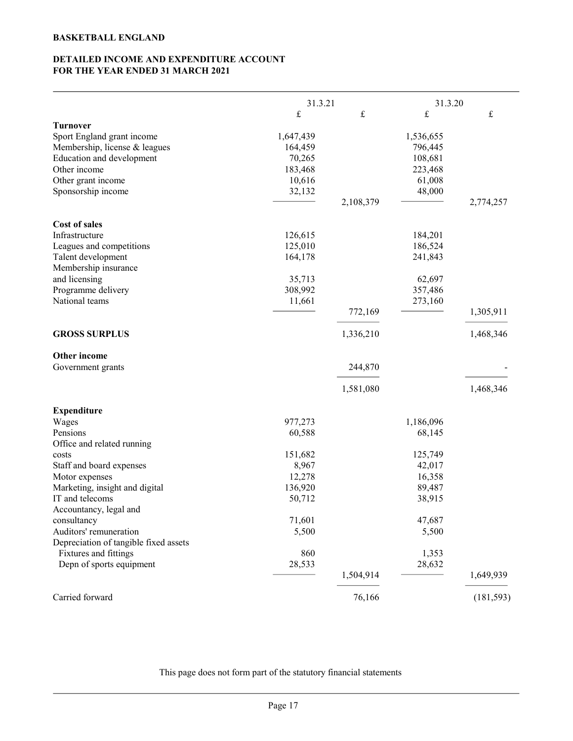**BASKETBALL ENGLAND**

**DETAILED INCOME AND EXPENDITURE ACCOUNT FOR THE YEAR ENDED 31 MARCH 2021**

| | 31.3.21 | | 31.3.20 | |
|---|---|---|---|---|
| | £ | £ | £ | £ |
| **Turnover** | | | | |
| Sport England grant income | 1,647,439 | | 1,536,655 | |
| Membership, license & leagues | 164,459 | | 796,445 | |
| Education and development | 70,265 | | 108,681 | |
| Other income | 183,468 | | 223,468 | |
| Other grant income | 10,616 | | 61,008 | |
| Sponsorship income | 32,132 | | 48,000 | |
| | | 2,108,379 | | 2,774,257 |
| **Cost of sales** | | | | |
| Infrastructure | 126,615 | | 184,201 | |
| Leagues and competitions | 125,010 | | 186,524 | |
| Talent development | 164,178 | | 241,843 | |
| Membership insurance and licensing | 35,713 | | 62,697 | |
| Programme delivery | 308,992 | | 357,486 | |
| National teams | 11,661 | | 273,160 | |
| | | 772,169 | | 1,305,911 |
| **GROSS SURPLUS** | | 1,336,210 | | 1,468,346 |
| **Other income** | | | | |
| Government grants | | 244,870 | | - |
| | | 1,581,080 | | 1,468,346 |
| **Expenditure** | | | | |
| Wages | 977,273 | | 1,186,096 | |
| Pensions | 60,588 | | 68,145 | |
| Office and related running costs | 151,682 | | 125,749 | |
| Staff and board expenses | 8,967 | | 42,017 | |
| Motor expenses | 12,278 | | 16,358 | |
| Marketing, insight and digital | 136,920 | | 89,487 | |
| IT and telecoms | 50,712 | | 38,915 | |
| Accountancy, legal and consultancy | 71,601 | | 47,687 | |
| Auditors' remuneration | 5,500 | | 5,500 | |
| Depreciation of tangible fixed assets | | | | |
| Fixtures and fittings | 860 | | 1,353 | |
| Depn of sports equipment | 28,533 | | 28,632 | |
| | | 1,504,914 | | 1,649,939 |
| Carried forward | | 76,166 | | (181,593) |

This page does not form part of the statutory financial statements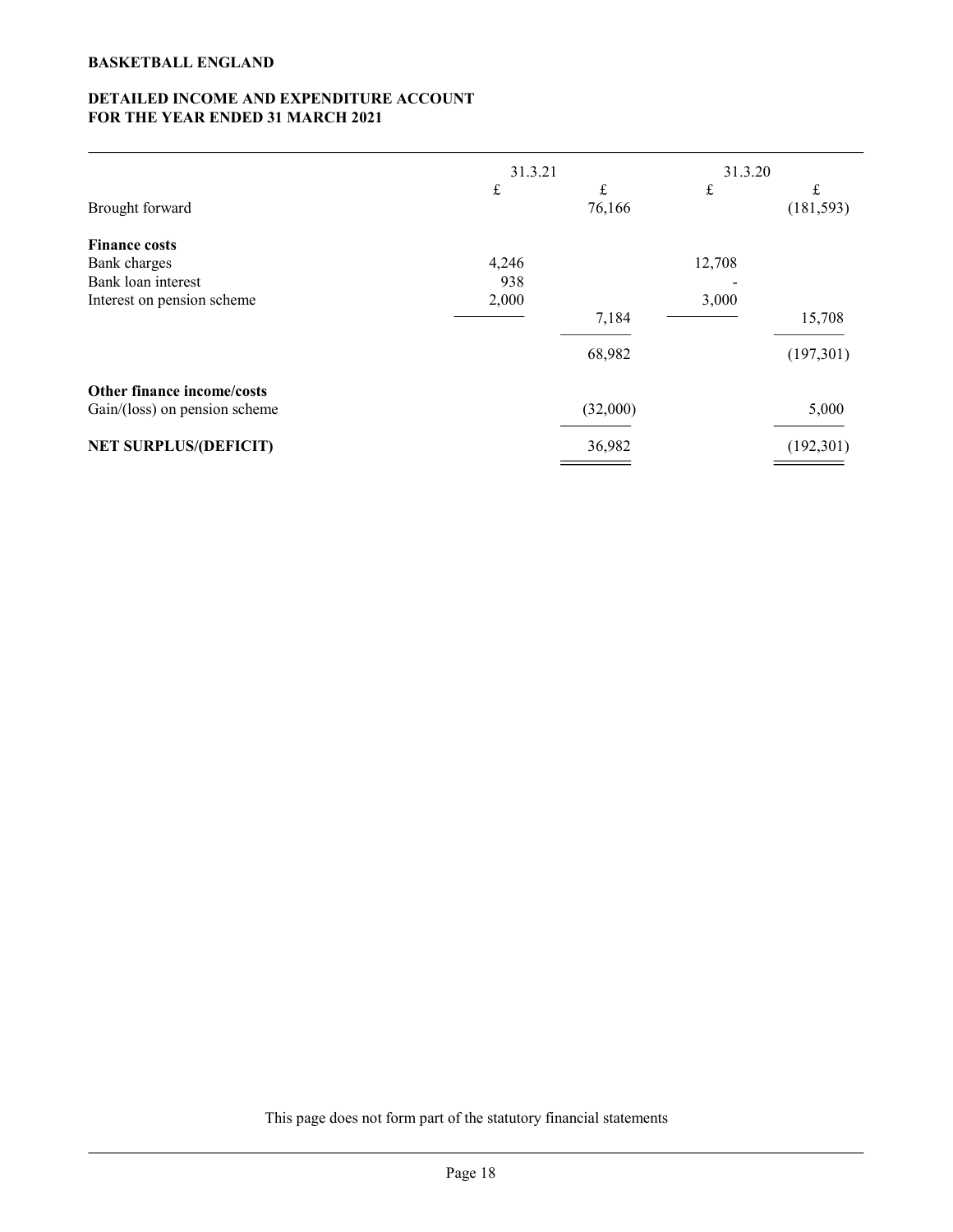**BASKETBALL ENGLAND**

**DETAILED INCOME AND EXPENDITURE ACCOUNT**
**FOR THE YEAR ENDED 31 MARCH 2021**

| | 31.3.21 | | 31.3.20 | |
|---|---|---|---|---|
| | £ | £ | £ | £ |
| Brought forward | | 76,166 | | (181,593) |
| **Finance costs** | | | | |
| Bank charges | 4,246 | | 12,708 | |
| Bank loan interest | 938 | | - | |
| Interest on pension scheme | 2,000 | | 3,000 | |
| | | 7,184 | | 15,708 |
| | | 68,982 | | (197,301) |
| **Other finance income/costs** | | | | |
| Gain/(loss) on pension scheme | | (32,000) | | 5,000 |
| **NET SURPLUS/(DEFICIT)** | | 36,982 | | (192,301) |

This page does not form part of the statutory financial statements